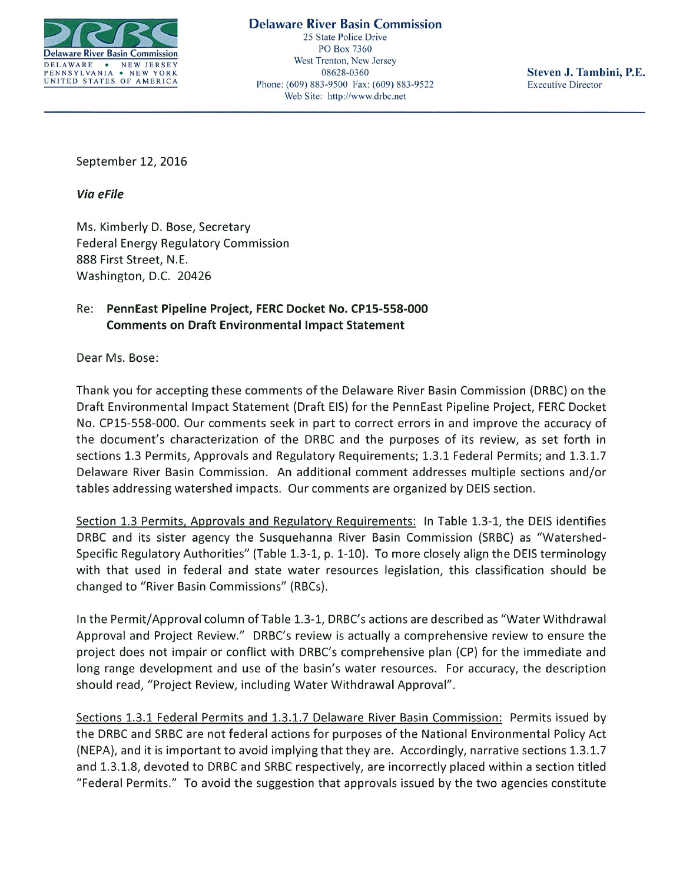**Delaware River Basin Commission**
DELAWARE • NEW JERSEY
PENNSYLVANIA • NEW YORK
UNITED STATES OF AMERICA

**Delaware River Basin Commission**
25 State Police Drive
PO Box 7360
West Trenton, New Jersey
08628-0360
Phone: (609) 883-9500 Fax: (609) 883-9522
Web Site: http://www.drbc.net

**Steven J. Tambini, P.E.**
Executive Director

---

September 12, 2016

***Via eFile***

Ms. Kimberly D. Bose, Secretary
Federal Energy Regulatory Commission
888 First Street, N.E.
Washington, D.C. 20426

Re: **PennEast Pipeline Project, FERC Docket No. CP15-558-000**
**Comments on Draft Environmental Impact Statement**

Dear Ms. Bose:

Thank you for accepting these comments of the Delaware River Basin Commission (DRBC) on the Draft Environmental Impact Statement (Draft EIS) for the PennEast Pipeline Project, FERC Docket No. CP15-558-000. Our comments seek in part to correct errors in and improve the accuracy of the document's characterization of the DRBC and the purposes of its review, as set forth in sections 1.3 Permits, Approvals and Regulatory Requirements; 1.3.1 Federal Permits; and 1.3.1.7 Delaware River Basin Commission. An additional comment addresses multiple sections and/or tables addressing watershed impacts. Our comments are organized by DEIS section.

<u>Section 1.3 Permits, Approvals and Regulatory Requirements:</u> In Table 1.3-1, the DEIS identifies DRBC and its sister agency the Susquehanna River Basin Commission (SRBC) as "Watershed-Specific Regulatory Authorities" (Table 1.3-1, p. 1-10). To more closely align the DEIS terminology with that used in federal and state water resources legislation, this classification should be changed to "River Basin Commissions" (RBCs).

In the Permit/Approval column of Table 1.3-1, DRBC's actions are described as "Water Withdrawal Approval and Project Review." DRBC's review is actually a comprehensive review to ensure the project does not impair or conflict with DRBC's comprehensive plan (CP) for the immediate and long range development and use of the basin's water resources. For accuracy, the description should read, "Project Review, including Water Withdrawal Approval".

<u>Sections 1.3.1 Federal Permits and 1.3.1.7 Delaware River Basin Commission:</u> Permits issued by the DRBC and SRBC are not federal actions for purposes of the National Environmental Policy Act (NEPA), and it is important to avoid implying that they are. Accordingly, narrative sections 1.3.1.7 and 1.3.1.8, devoted to DRBC and SRBC respectively, are incorrectly placed within a section titled "Federal Permits." To avoid the suggestion that approvals issued by the two agencies constitute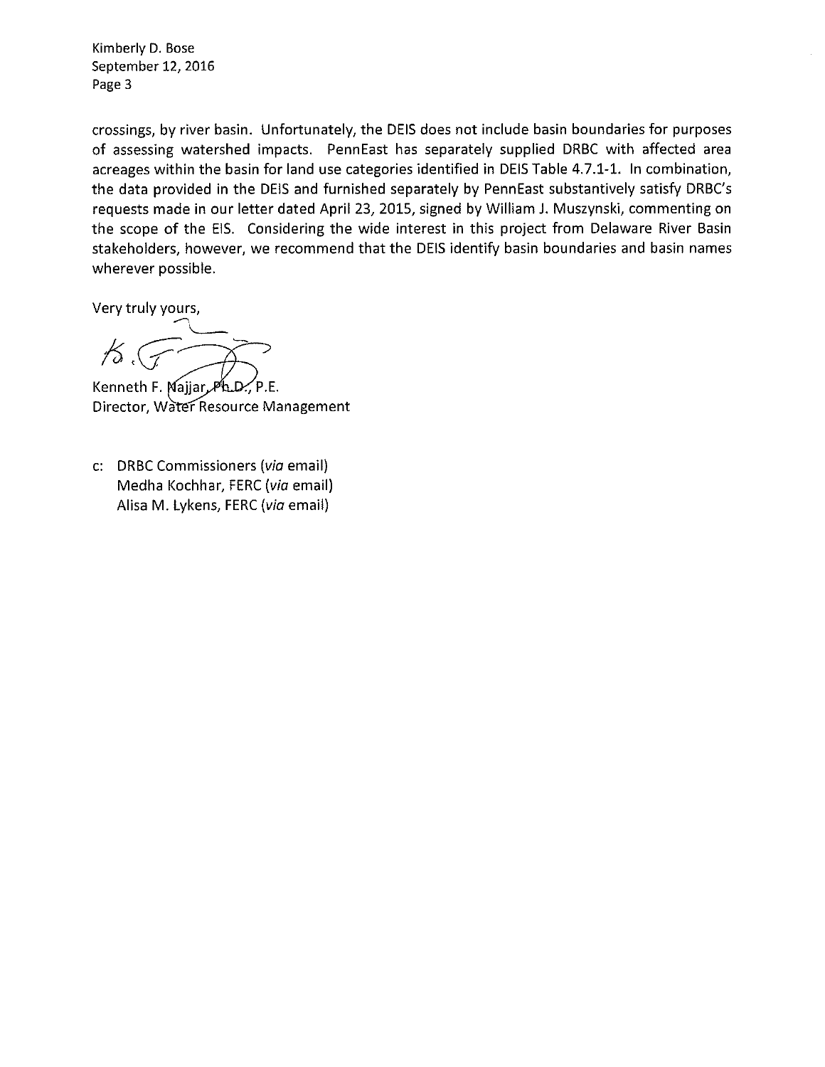crossings, by river basin. Unfortunately, the DEIS does not include basin boundaries for purposes of assessing watershed impacts. PennEast has separately supplied DRBC with affected area acreages within the basin for land use categories identified in DEIS Table 4.7.1-1. In combination, the data provided in the DEIS and furnished separately by PennEast substantively satisfy DRBC's requests made in our letter dated April 23, 2015, signed by William J. Muszynski, commenting on the scope of the EIS. Considering the wide interest in this project from Delaware River Basin stakeholders, however, we recommend that the DEIS identify basin boundaries and basin names wherever possible.

Very truly yours,

Kenneth F. Najjar, Ph.D., P.E.
Director, Water Resource Management

c: DRBC Commissioners (*via* email)
Medha Kochhar, FERC (*via* email)
Alisa M. Lykens, FERC (*via* email)